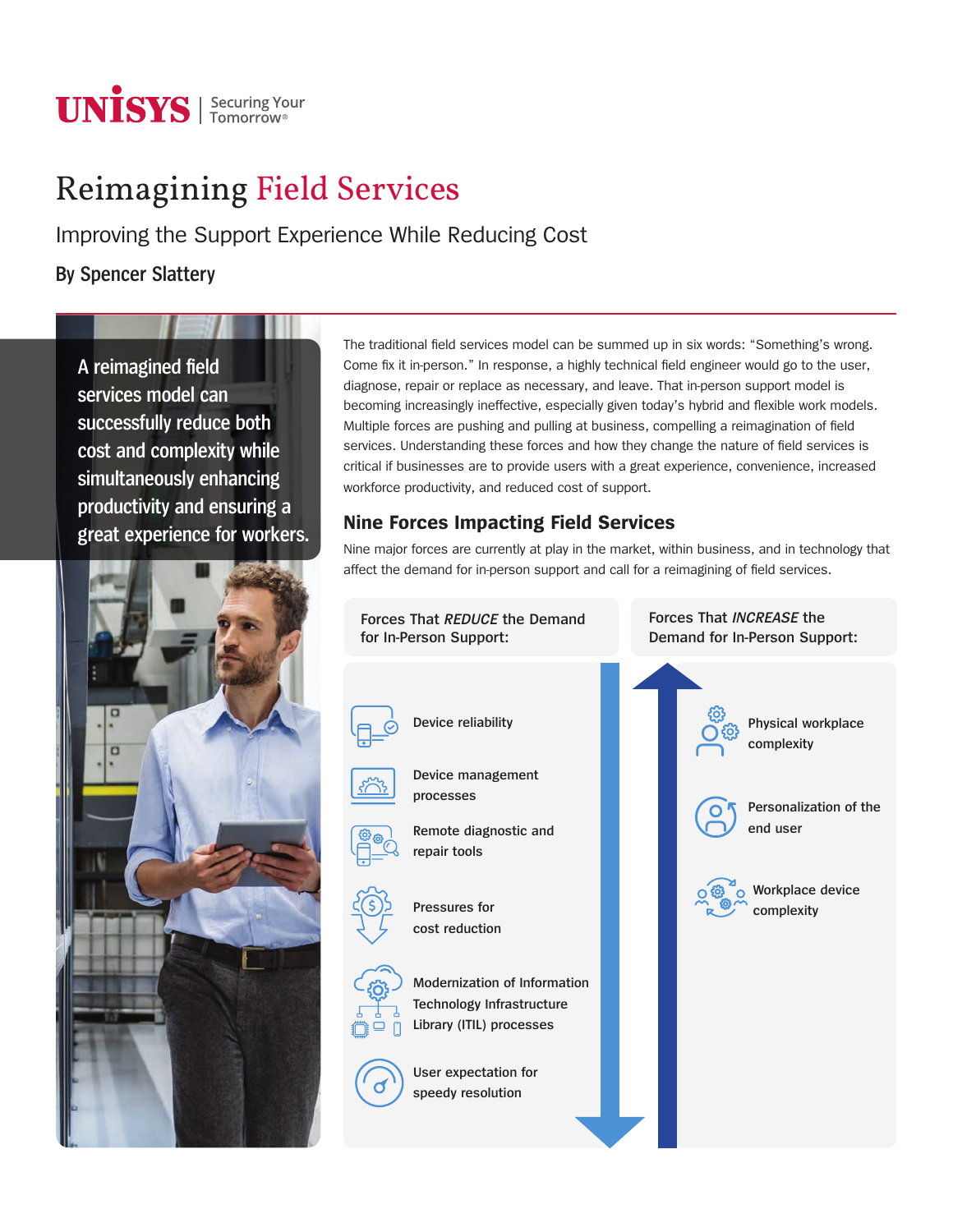UNISYS | Securing Your Tomorrow®

# Reimagining Field Services

## Improving the Support Experience While Reducing Cost

**By Spencer Slattery**

A reimagined field services model can successfully reduce both cost and complexity while simultaneously enhancing productivity and ensuring a great experience for workers.

The traditional field services model can be summed up in six words: "Something's wrong. Come fix it in-person." In response, a highly technical field engineer would go to the user, diagnose, repair or replace as necessary, and leave. That in-person support model is becoming increasingly ineffective, especially given today's hybrid and flexible work models. Multiple forces are pushing and pulling at business, compelling a reimagination of field services. Understanding these forces and how they change the nature of field services is critical if businesses are to provide users with a great experience, convenience, increased workforce productivity, and reduced cost of support.

### Nine Forces Impacting Field Services

Nine major forces are currently at play in the market, within business, and in technology that affect the demand for in-person support and call for a reimagining of field services.

**Forces That *REDUCE* the Demand for In-Person Support:**

- Device reliability
- Device management processes
- Remote diagnostic and repair tools
- Pressures for cost reduction
- Modernization of Information Technology Infrastructure Library (ITIL) processes
- User expectation for speedy resolution

**Forces That *INCREASE* the Demand for In-Person Support:**

- Physical workplace complexity
- Personalization of the end user
- Workplace device complexity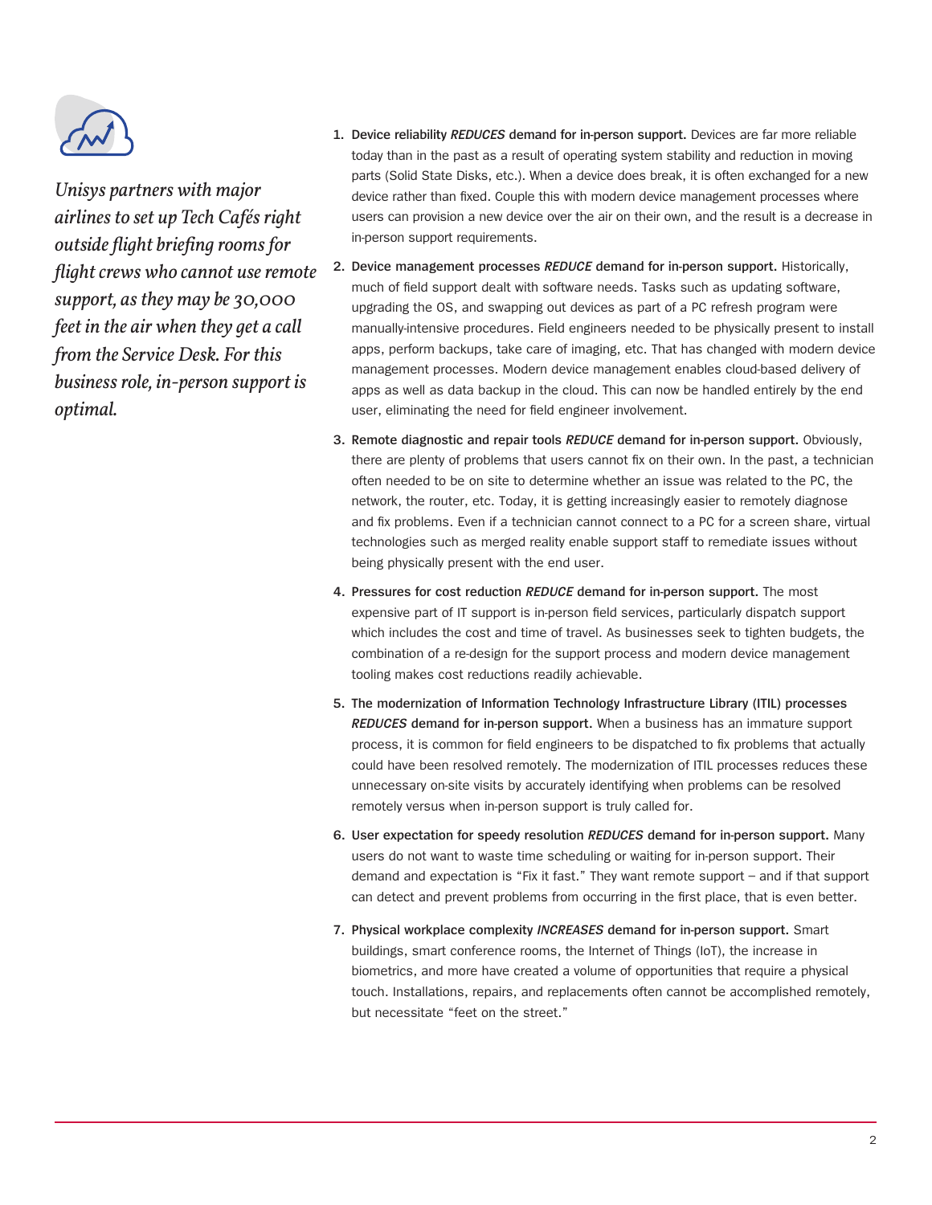*Unisys partners with major airlines to set up Tech Cafés right outside flight briefing rooms for flight crews who cannot use remote support, as they may be 30,000 feet in the air when they get a call from the Service Desk. For this business role, in-person support is optimal.*

1. **Device reliability *REDUCES* demand for in-person support.** Devices are far more reliable today than in the past as a result of operating system stability and reduction in moving parts (Solid State Disks, etc.). When a device does break, it is often exchanged for a new device rather than fixed. Couple this with modern device management processes where users can provision a new device over the air on their own, and the result is a decrease in in-person support requirements.

2. **Device management processes *REDUCE* demand for in-person support.** Historically, much of field support dealt with software needs. Tasks such as updating software, upgrading the OS, and swapping out devices as part of a PC refresh program were manually-intensive procedures. Field engineers needed to be physically present to install apps, perform backups, take care of imaging, etc. That has changed with modern device management processes. Modern device management enables cloud-based delivery of apps as well as data backup in the cloud. This can now be handled entirely by the end user, eliminating the need for field engineer involvement.

3. **Remote diagnostic and repair tools *REDUCE* demand for in-person support.** Obviously, there are plenty of problems that users cannot fix on their own. In the past, a technician often needed to be on site to determine whether an issue was related to the PC, the network, the router, etc. Today, it is getting increasingly easier to remotely diagnose and fix problems. Even if a technician cannot connect to a PC for a screen share, virtual technologies such as merged reality enable support staff to remediate issues without being physically present with the end user.

4. **Pressures for cost reduction *REDUCE* demand for in-person support.** The most expensive part of IT support is in-person field services, particularly dispatch support which includes the cost and time of travel. As businesses seek to tighten budgets, the combination of a re-design for the support process and modern device management tooling makes cost reductions readily achievable.

5. **The modernization of Information Technology Infrastructure Library (ITIL) processes *REDUCES* demand for in-person support.** When a business has an immature support process, it is common for field engineers to be dispatched to fix problems that actually could have been resolved remotely. The modernization of ITIL processes reduces these unnecessary on-site visits by accurately identifying when problems can be resolved remotely versus when in-person support is truly called for.

6. **User expectation for speedy resolution *REDUCES* demand for in-person support.** Many users do not want to waste time scheduling or waiting for in-person support. Their demand and expectation is "Fix it fast." They want remote support – and if that support can detect and prevent problems from occurring in the first place, that is even better.

7. **Physical workplace complexity *INCREASES* demand for in-person support.** Smart buildings, smart conference rooms, the Internet of Things (IoT), the increase in biometrics, and more have created a volume of opportunities that require a physical touch. Installations, repairs, and replacements often cannot be accomplished remotely, but necessitate "feet on the street."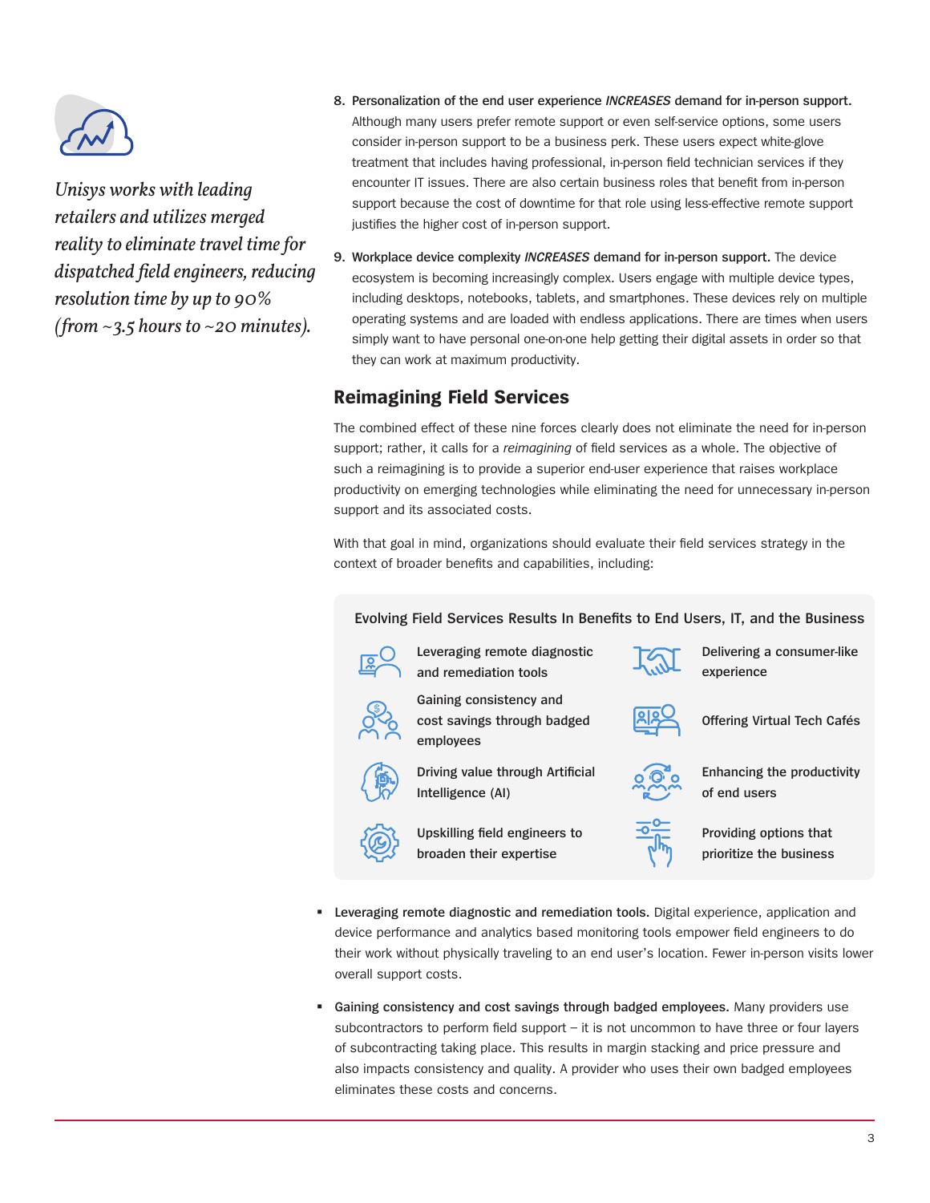*Unisys works with leading retailers and utilizes merged reality to eliminate travel time for dispatched field engineers, reducing resolution time by up to 90% (from ~3.5 hours to ~20 minutes).*

8. **Personalization of the end user experience *INCREASES* demand for in-person support.** Although many users prefer remote support or even self-service options, some users consider in-person support to be a business perk. These users expect white-glove treatment that includes having professional, in-person field technician services if they encounter IT issues. There are also certain business roles that benefit from in-person support because the cost of downtime for that role using less-effective remote support justifies the higher cost of in-person support.

9. **Workplace device complexity *INCREASES* demand for in-person support.** The device ecosystem is becoming increasingly complex. Users engage with multiple device types, including desktops, notebooks, tablets, and smartphones. These devices rely on multiple operating systems and are loaded with endless applications. There are times when users simply want to have personal one-on-one help getting their digital assets in order so that they can work at maximum productivity.

## Reimagining Field Services

The combined effect of these nine forces clearly does not eliminate the need for in-person support; rather, it calls for a *reimagining* of field services as a whole. The objective of such a reimagining is to provide a superior end-user experience that raises workplace productivity on emerging technologies while eliminating the need for unnecessary in-person support and its associated costs.

With that goal in mind, organizations should evaluate their field services strategy in the context of broader benefits and capabilities, including:

**Evolving Field Services Results In Benefits to End Users, IT, and the Business**

- Leveraging remote diagnostic and remediation tools
- Gaining consistency and cost savings through badged employees
- Driving value through Artificial Intelligence (AI)
- Upskilling field engineers to broaden their expertise
- Delivering a consumer-like experience
- Offering Virtual Tech Cafés
- Enhancing the productivity of end users
- Providing options that prioritize the business

- **Leveraging remote diagnostic and remediation tools.** Digital experience, application and device performance and analytics based monitoring tools empower field engineers to do their work without physically traveling to an end user's location. Fewer in-person visits lower overall support costs.

- **Gaining consistency and cost savings through badged employees.** Many providers use subcontractors to perform field support – it is not uncommon to have three or four layers of subcontracting taking place. This results in margin stacking and price pressure and also impacts consistency and quality. A provider who uses their own badged employees eliminates these costs and concerns.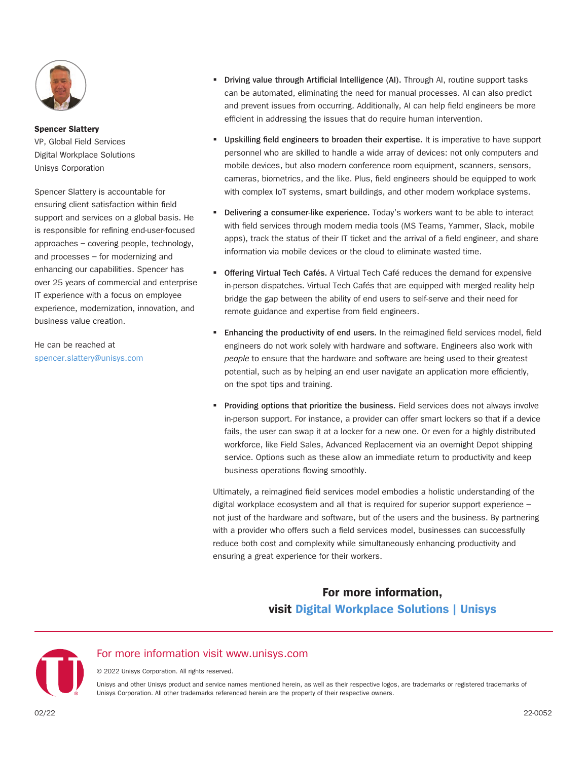**Spencer Slattery**
VP, Global Field Services
Digital Workplace Solutions
Unisys Corporation

Spencer Slattery is accountable for ensuring client satisfaction within field support and services on a global basis. He is responsible for refining end-user-focused approaches – covering people, technology, and processes – for modernizing and enhancing our capabilities. Spencer has over 25 years of commercial and enterprise IT experience with a focus on employee experience, modernization, innovation, and business value creation.

He can be reached at spencer.slattery@unisys.com

- **Driving value through Artificial Intelligence (AI).** Through AI, routine support tasks can be automated, eliminating the need for manual processes. AI can also predict and prevent issues from occurring. Additionally, AI can help field engineers be more efficient in addressing the issues that do require human intervention.
- **Upskilling field engineers to broaden their expertise.** It is imperative to have support personnel who are skilled to handle a wide array of devices: not only computers and mobile devices, but also modern conference room equipment, scanners, sensors, cameras, biometrics, and the like. Plus, field engineers should be equipped to work with complex IoT systems, smart buildings, and other modern workplace systems.
- **Delivering a consumer-like experience.** Today's workers want to be able to interact with field services through modern media tools (MS Teams, Yammer, Slack, mobile apps), track the status of their IT ticket and the arrival of a field engineer, and share information via mobile devices or the cloud to eliminate wasted time.
- **Offering Virtual Tech Cafés.** A Virtual Tech Café reduces the demand for expensive in-person dispatches. Virtual Tech Cafés that are equipped with merged reality help bridge the gap between the ability of end users to self-serve and their need for remote guidance and expertise from field engineers.
- **Enhancing the productivity of end users.** In the reimagined field services model, field engineers do not work solely with hardware and software. Engineers also work with *people* to ensure that the hardware and software are being used to their greatest potential, such as by helping an end user navigate an application more efficiently, on the spot tips and training.
- **Providing options that prioritize the business.** Field services does not always involve in-person support. For instance, a provider can offer smart lockers so that if a device fails, the user can swap it at a locker for a new one. Or even for a highly distributed workforce, like Field Sales, Advanced Replacement via an overnight Depot shipping service. Options such as these allow an immediate return to productivity and keep business operations flowing smoothly.

Ultimately, a reimagined field services model embodies a holistic understanding of the digital workplace ecosystem and all that is required for superior support experience – not just of the hardware and software, but of the users and the business. By partnering with a provider who offers such a field services model, businesses can successfully reduce both cost and complexity while simultaneously enhancing productivity and ensuring a great experience for their workers.

**For more information, visit Digital Workplace Solutions | Unisys**

For more information visit www.unisys.com

© 2022 Unisys Corporation. All rights reserved.

Unisys and other Unisys product and service names mentioned herein, as well as their respective logos, are trademarks or registered trademarks of Unisys Corporation. All other trademarks referenced herein are the property of their respective owners.

02/22 22-0052